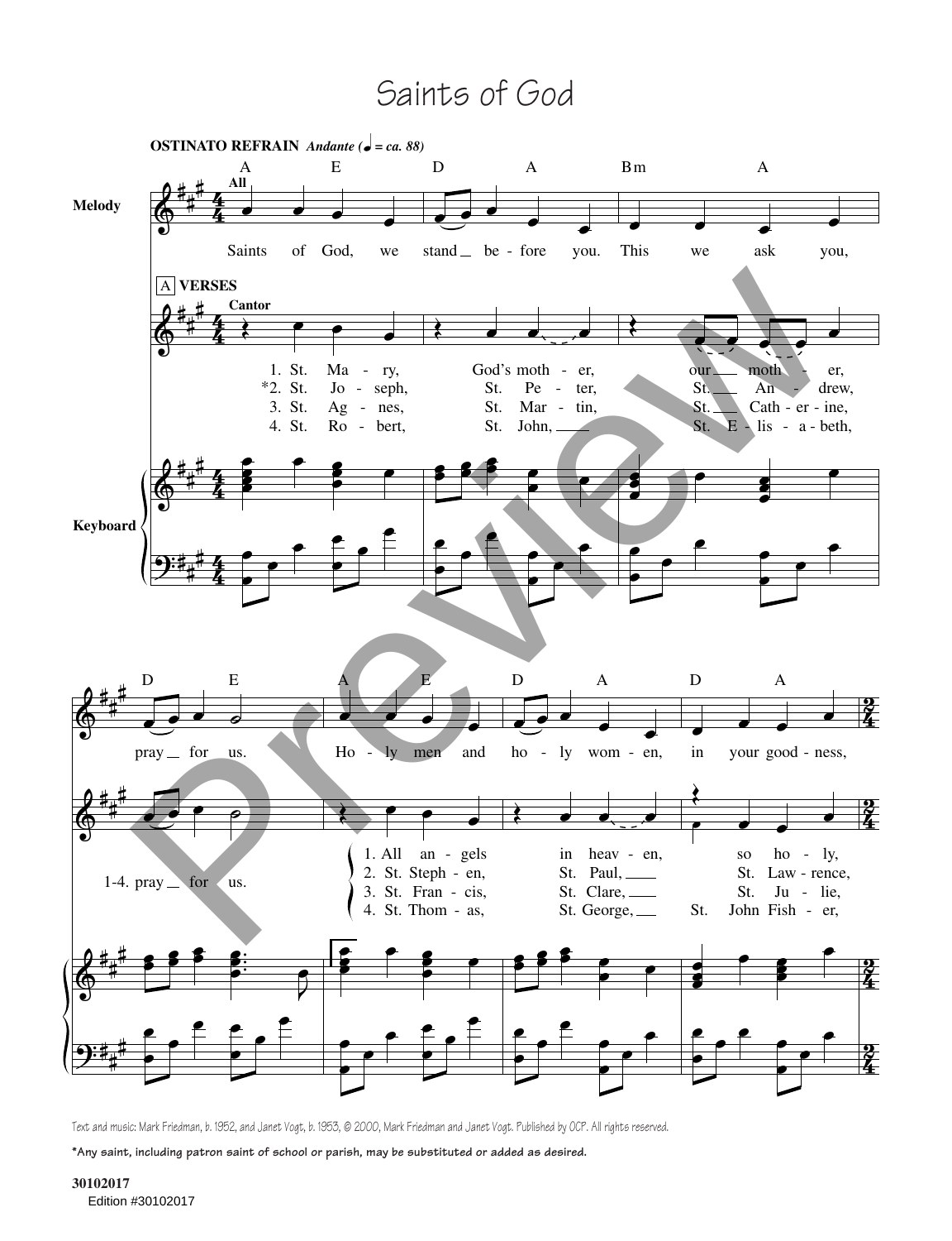# Saints of God

**OSTINATO REFRAIN** *Andante (♩ = ca. 88)*

**Melody** (All)

A E D A Bm A

Saints of God, we stand before you. This we ask you,

D E A E D A D A

pray for us. Holy men and holy women, in your goodness,

**A VERSES** (Cantor)

1. St. Mary, God's mother, our mother,
*2. St. Joseph, St. Peter, St. Andrew,
3. St. Agnes, St. Martin, St. Catherine,
4. St. Robert, St. John, St. Elisabeth,

1-4. pray for us.

1. All angels in heaven, so holy,
2. St. Stephen, St. Paul, St. Lawrence,
3. St. Francis, St. Clare, St. Julie,
4. St. Thomas, St. George, St. John Fisher,

**Keyboard**

Text and music: Mark Friedman, b. 1952, and Janet Vogt, b. 1953, © 2000, Mark Friedman and Janet Vogt. Published by OCP. All rights reserved.

**\*Any saint, including patron saint of school or parish, may be substituted or added as desired.**

**30102017**
Edition #30102017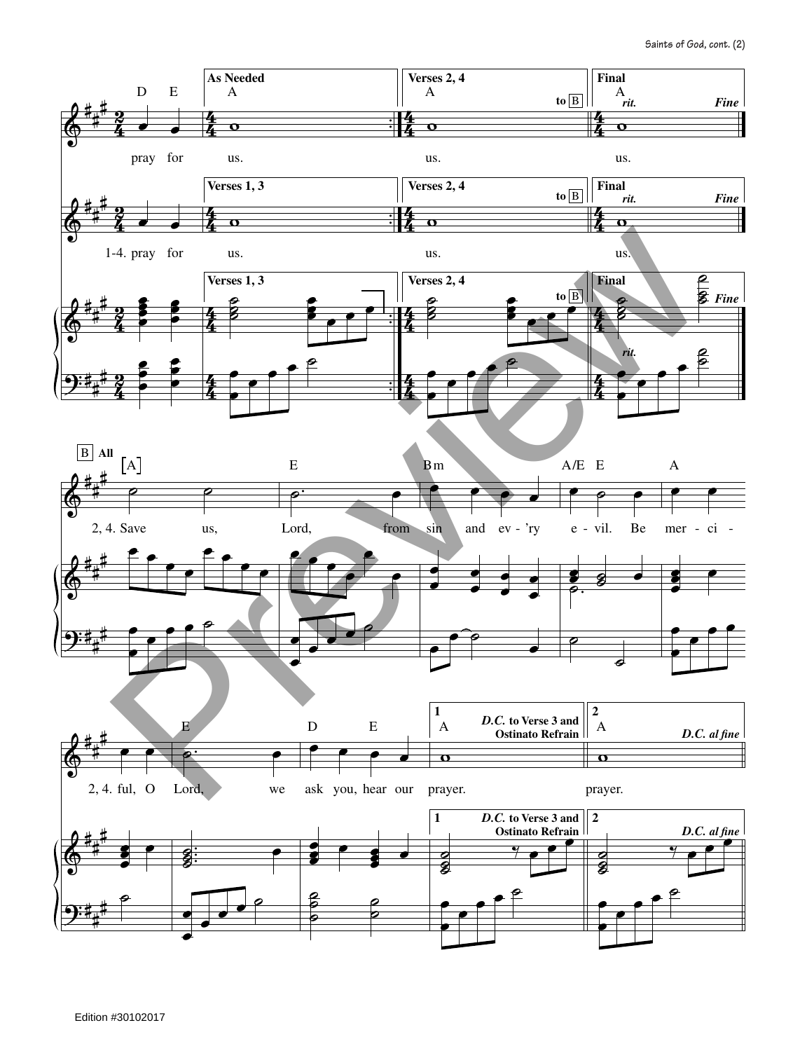D E

**As Needed** A

**Verses 2, 4** A to B

**Final** A *rit.* *Fine*

pray for us. us. us.

**Verses 1, 3**

**Verses 2, 4** to B

**Final** *rit.* *Fine*

1-4. pray for us. us. us.

**Verses 1, 3**

**Verses 2, 4** to B

**Final** *Fine*

*rit.*

B **All**

[A] E Bm A/E E A

2, 4. Save us, Lord, from sin and ev - 'ry e - vil. Be mer - ci -

E D E

**1** A *D.C.* to Verse 3 and Ostinato Refrain

**2** A *D.C. al fine*

2, 4. ful, O Lord, we ask you, hear our prayer. prayer.

**1** *D.C.* to Verse 3 and Ostinato Refrain

**2** *D.C. al fine*